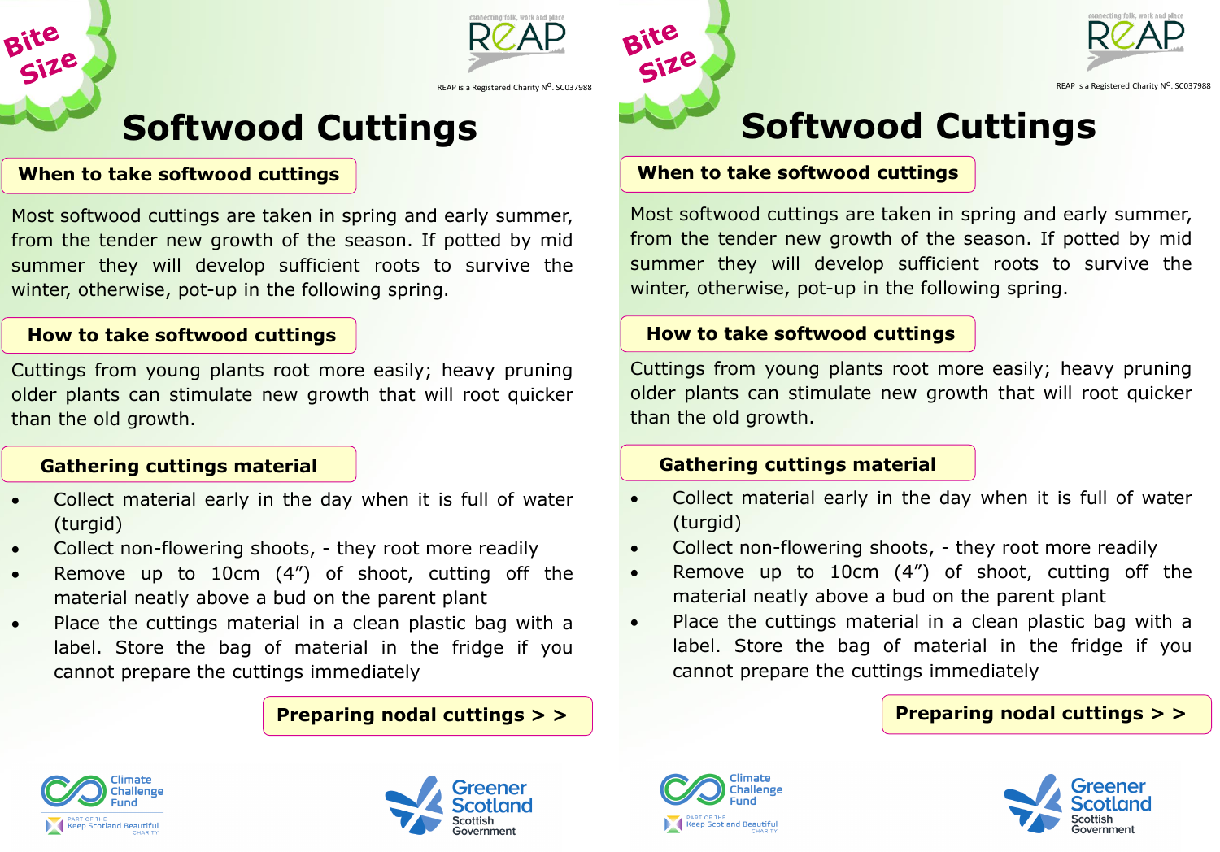Bite Size

REAP — connecting folk, work and place

REAP is a Registered Charity N^O^. SC037988

# Softwood Cuttings

## When to take softwood cuttings

Most softwood cuttings are taken in spring and early summer, from the tender new growth of the season. If potted by mid summer they will develop sufficient roots to survive the winter, otherwise, pot-up in the following spring.

## How to take softwood cuttings

Cuttings from young plants root more easily; heavy pruning older plants can stimulate new growth that will root quicker than the old growth.

## Gathering cuttings material

- Collect material early in the day when it is full of water (turgid)
- Collect non-flowering shoots, - they root more readily
- Remove up to 10cm (4") of shoot, cutting off the material neatly above a bud on the parent plant
- Place the cuttings material in a clean plastic bag with a label. Store the bag of material in the fridge if you cannot prepare the cuttings immediately

**Preparing nodal cuttings > >**

Climate Challenge Fund — Part of the Keep Scotland Beautiful Charity

Greener Scotland — Scottish Government

---

Bite Size

REAP — connecting folk, work and place

REAP is a Registered Charity N^O^. SC037988

# Softwood Cuttings

## When to take softwood cuttings

Most softwood cuttings are taken in spring and early summer, from the tender new growth of the season. If potted by mid summer they will develop sufficient roots to survive the winter, otherwise, pot-up in the following spring.

## How to take softwood cuttings

Cuttings from young plants root more easily; heavy pruning older plants can stimulate new growth that will root quicker than the old growth.

## Gathering cuttings material

- Collect material early in the day when it is full of water (turgid)
- Collect non-flowering shoots, - they root more readily
- Remove up to 10cm (4") of shoot, cutting off the material neatly above a bud on the parent plant
- Place the cuttings material in a clean plastic bag with a label. Store the bag of material in the fridge if you cannot prepare the cuttings immediately

**Preparing nodal cuttings > >**

Climate Challenge Fund — Part of the Keep Scotland Beautiful Charity

Greener Scotland — Scottish Government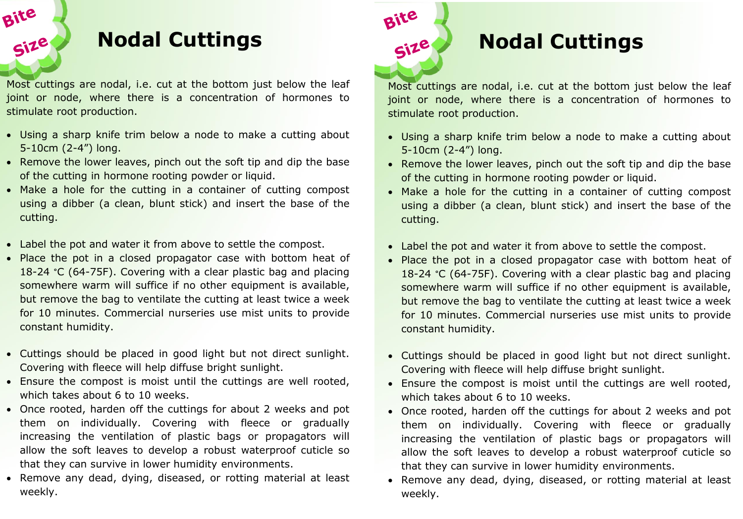# Nodal Cuttings

Bite Size

Most cuttings are nodal, i.e. cut at the bottom just below the leaf joint or node, where there is a concentration of hormones to stimulate root production.

- Using a sharp knife trim below a node to make a cutting about 5-10cm (2-4”) long.
- Remove the lower leaves, pinch out the soft tip and dip the base of the cutting in hormone rooting powder or liquid.
- Make a hole for the cutting in a container of cutting compost using a dibber (a clean, blunt stick) and insert the base of the cutting.

- Label the pot and water it from above to settle the compost.
- Place the pot in a closed propagator case with bottom heat of 18-24 °C (64-75F). Covering with a clear plastic bag and placing somewhere warm will suffice if no other equipment is available, but remove the bag to ventilate the cutting at least twice a week for 10 minutes. Commercial nurseries use mist units to provide constant humidity.

- Cuttings should be placed in good light but not direct sunlight. Covering with fleece will help diffuse bright sunlight.
- Ensure the compost is moist until the cuttings are well rooted, which takes about 6 to 10 weeks.
- Once rooted, harden off the cuttings for about 2 weeks and pot them on individually. Covering with fleece or gradually increasing the ventilation of plastic bags or propagators will allow the soft leaves to develop a robust waterproof cuticle so that they can survive in lower humidity environments.
- Remove any dead, dying, diseased, or rotting material at least weekly.

# Nodal Cuttings

Bite Size

Most cuttings are nodal, i.e. cut at the bottom just below the leaf joint or node, where there is a concentration of hormones to stimulate root production.

- Using a sharp knife trim below a node to make a cutting about 5-10cm (2-4”) long.
- Remove the lower leaves, pinch out the soft tip and dip the base of the cutting in hormone rooting powder or liquid.
- Make a hole for the cutting in a container of cutting compost using a dibber (a clean, blunt stick) and insert the base of the cutting.

- Label the pot and water it from above to settle the compost.
- Place the pot in a closed propagator case with bottom heat of 18-24 °C (64-75F). Covering with a clear plastic bag and placing somewhere warm will suffice if no other equipment is available, but remove the bag to ventilate the cutting at least twice a week for 10 minutes. Commercial nurseries use mist units to provide constant humidity.

- Cuttings should be placed in good light but not direct sunlight. Covering with fleece will help diffuse bright sunlight.
- Ensure the compost is moist until the cuttings are well rooted, which takes about 6 to 10 weeks.
- Once rooted, harden off the cuttings for about 2 weeks and pot them on individually. Covering with fleece or gradually increasing the ventilation of plastic bags or propagators will allow the soft leaves to develop a robust waterproof cuticle so that they can survive in lower humidity environments.
- Remove any dead, dying, diseased, or rotting material at least weekly.